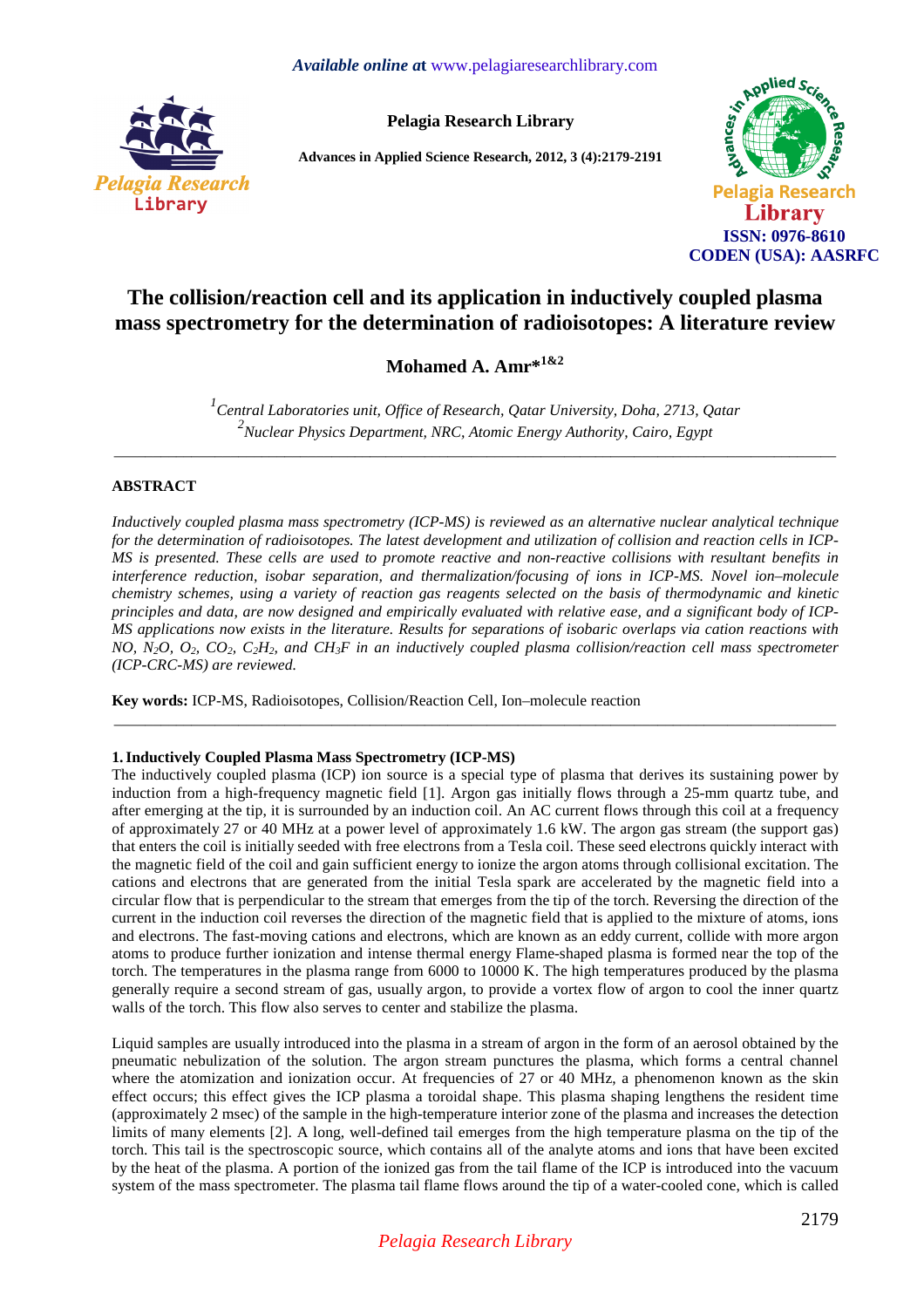# The collision/reaction cell and its application in inductively coupled plasma mass spectrometry for the determination of radioisotopes: A literature review

**Mohamed A. Amr*[1&2]**

[1] *Central Laboratories unit, Office of Research, Qatar University, Doha, 2713, Qatar*
[2] *Nuclear Physics Department, NRC, Atomic Energy Authority, Cairo, Egypt*

---

## ABSTRACT

*Inductively coupled plasma mass spectrometry (ICP-MS) is reviewed as an alternative nuclear analytical technique for the determination of radioisotopes. The latest development and utilization of collision and reaction cells in ICP-MS is presented. These cells are used to promote reactive and non-reactive collisions with resultant benefits in interference reduction, isobar separation, and thermalization/focusing of ions in ICP-MS. Novel ion–molecule chemistry schemes, using a variety of reaction gas reagents selected on the basis of thermodynamic and kinetic principles and data, are now designed and empirically evaluated with relative ease, and a significant body of ICP-MS applications now exists in the literature. Results for separations of isobaric overlaps via cation reactions with NO, $N_2O$, $O_2$, $CO_2$, $C_2H_2$, and $CH_3F$ in an inductively coupled plasma collision/reaction cell mass spectrometer (ICP-CRC-MS) are reviewed.*

**Key words:** ICP-MS, Radioisotopes, Collision/Reaction Cell, Ion–molecule reaction

---

## 1. Inductively Coupled Plasma Mass Spectrometry (ICP-MS)

The inductively coupled plasma (ICP) ion source is a special type of plasma that derives its sustaining power by induction from a high-frequency magnetic field [1]. Argon gas initially flows through a 25-mm quartz tube, and after emerging at the tip, it is surrounded by an induction coil. An AC current flows through this coil at a frequency of approximately 27 or 40 MHz at a power level of approximately 1.6 kW. The argon gas stream (the support gas) that enters the coil is initially seeded with free electrons from a Tesla coil. These seed electrons quickly interact with the magnetic field of the coil and gain sufficient energy to ionize the argon atoms through collisional excitation. The cations and electrons that are generated from the initial Tesla spark are accelerated by the magnetic field into a circular flow that is perpendicular to the stream that emerges from the tip of the torch. Reversing the direction of the current in the induction coil reverses the direction of the magnetic field that is applied to the mixture of atoms, ions and electrons. The fast-moving cations and electrons, which are known as an eddy current, collide with more argon atoms to produce further ionization and intense thermal energy Flame-shaped plasma is formed near the top of the torch. The temperatures in the plasma range from 6000 to 10000 K. The high temperatures produced by the plasma generally require a second stream of gas, usually argon, to provide a vortex flow of argon to cool the inner quartz walls of the torch. This flow also serves to center and stabilize the plasma.

Liquid samples are usually introduced into the plasma in a stream of argon in the form of an aerosol obtained by the pneumatic nebulization of the solution. The argon stream punctures the plasma, which forms a central channel where the atomization and ionization occur. At frequencies of 27 or 40 MHz, a phenomenon known as the skin effect occurs; this effect gives the ICP plasma a toroidal shape. This plasma shaping lengthens the resident time (approximately 2 msec) of the sample in the high-temperature interior zone of the plasma and increases the detection limits of many elements [2]. A long, well-defined tail emerges from the high temperature plasma on the tip of the torch. This tail is the spectroscopic source, which contains all of the analyte atoms and ions that have been excited by the heat of the plasma. A portion of the ionized gas from the tail flame of the ICP is introduced into the vacuum system of the mass spectrometer. The plasma tail flame flows around the tip of a water-cooled cone, which is called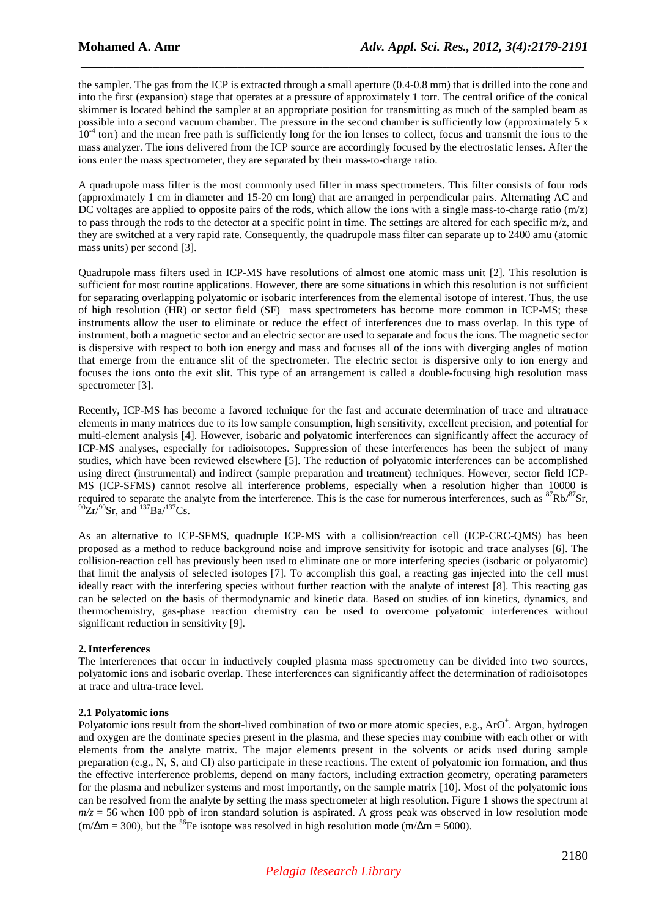the sampler. The gas from the ICP is extracted through a small aperture (0.4-0.8 mm) that is drilled into the cone and into the first (expansion) stage that operates at a pressure of approximately 1 torr. The central orifice of the conical skimmer is located behind the sampler at an appropriate position for transmitting as much of the sampled beam as possible into a second vacuum chamber. The pressure in the second chamber is sufficiently low (approximately 5 x $10^{-4}$ torr) and the mean free path is sufficiently long for the ion lenses to collect, focus and transmit the ions to the mass analyzer. The ions delivered from the ICP source are accordingly focused by the electrostatic lenses. After the ions enter the mass spectrometer, they are separated by their mass-to-charge ratio.

A quadrupole mass filter is the most commonly used filter in mass spectrometers. This filter consists of four rods (approximately 1 cm in diameter and 15-20 cm long) that are arranged in perpendicular pairs. Alternating AC and DC voltages are applied to opposite pairs of the rods, which allow the ions with a single mass-to-charge ratio (m/z) to pass through the rods to the detector at a specific point in time. The settings are altered for each specific m/z, and they are switched at a very rapid rate. Consequently, the quadrupole mass filter can separate up to 2400 amu (atomic mass units) per second [3].

Quadrupole mass filters used in ICP-MS have resolutions of almost one atomic mass unit [2]. This resolution is sufficient for most routine applications. However, there are some situations in which this resolution is not sufficient for separating overlapping polyatomic or isobaric interferences from the elemental isotope of interest. Thus, the use of high resolution (HR) or sector field (SF) mass spectrometers has become more common in ICP-MS; these instruments allow the user to eliminate or reduce the effect of interferences due to mass overlap. In this type of instrument, both a magnetic sector and an electric sector are used to separate and focus the ions. The magnetic sector is dispersive with respect to both ion energy and mass and focuses all of the ions with diverging angles of motion that emerge from the entrance slit of the spectrometer. The electric sector is dispersive only to ion energy and focuses the ions onto the exit slit. This type of an arrangement is called a double-focusing high resolution mass spectrometer [3].

Recently, ICP-MS has become a favored technique for the fast and accurate determination of trace and ultratrace elements in many matrices due to its low sample consumption, high sensitivity, excellent precision, and potential for multi-element analysis [4]. However, isobaric and polyatomic interferences can significantly affect the accuracy of ICP-MS analyses, especially for radioisotopes. Suppression of these interferences has been the subject of many studies, which have been reviewed elsewhere [5]. The reduction of polyatomic interferences can be accomplished using direct (instrumental) and indirect (sample preparation and treatment) techniques. However, sector field ICP-MS (ICP-SFMS) cannot resolve all interference problems, especially when a resolution higher than 10000 is required to separate the analyte from the interference. This is the case for numerous interferences, such as $^{87}Rb/^{87}Sr$, $^{90}Zr/^{90}Sr$, and $^{137}Ba/^{137}Cs$.

As an alternative to ICP-SFMS, quadruple ICP-MS with a collision/reaction cell (ICP-CRC-QMS) has been proposed as a method to reduce background noise and improve sensitivity for isotopic and trace analyses [6]. The collision-reaction cell has previously been used to eliminate one or more interfering species (isobaric or polyatomic) that limit the analysis of selected isotopes [7]. To accomplish this goal, a reacting gas injected into the cell must ideally react with the interfering species without further reaction with the analyte of interest [8]. This reacting gas can be selected on the basis of thermodynamic and kinetic data. Based on studies of ion kinetics, dynamics, and thermochemistry, gas-phase reaction chemistry can be used to overcome polyatomic interferences without significant reduction in sensitivity [9].

## 2. Interferences

The interferences that occur in inductively coupled plasma mass spectrometry can be divided into two sources, polyatomic ions and isobaric overlap. These interferences can significantly affect the determination of radioisotopes at trace and ultra-trace level.

### 2.1 Polyatomic ions

Polyatomic ions result from the short-lived combination of two or more atomic species, e.g., $ArO^+$. Argon, hydrogen and oxygen are the dominate species present in the plasma, and these species may combine with each other or with elements from the analyte matrix. The major elements present in the solvents or acids used during sample preparation (e.g., N, S, and Cl) also participate in these reactions. The extent of polyatomic ion formation, and thus the effective interference problems, depend on many factors, including extraction geometry, operating parameters for the plasma and nebulizer systems and most importantly, on the sample matrix [10]. Most of the polyatomic ions can be resolved from the analyte by setting the mass spectrometer at high resolution. Figure 1 shows the spectrum at $m/z$ = 56 when 100 ppb of iron standard solution is aspirated. A gross peak was observed in low resolution mode ($m/\Delta m$ = 300), but the $^{56}Fe$ isotope was resolved in high resolution mode ($m/\Delta m$ = 5000).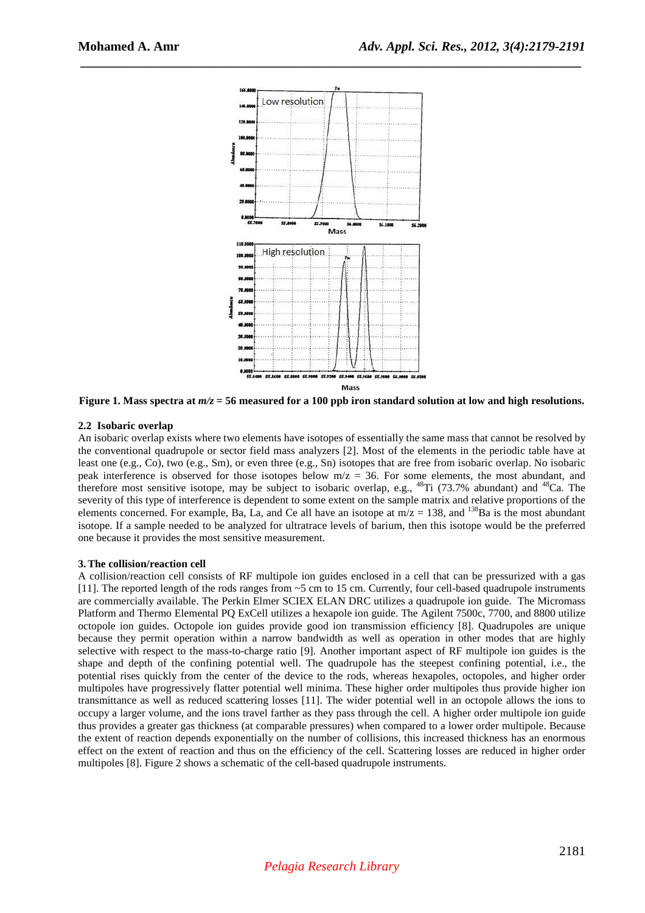**Figure 1. Mass spectra at $m/z$ = 56 measured for a 100 ppb iron standard solution at low and high resolutions.**

### 2.2 Isobaric overlap

An isobaric overlap exists where two elements have isotopes of essentially the same mass that cannot be resolved by the conventional quadrupole or sector field mass analyzers [2]. Most of the elements in the periodic table have at least one (e.g., Co), two (e.g., Sm), or even three (e.g., Sn) isotopes that are free from isobaric overlap. No isobaric peak interference is observed for those isotopes below m/z = 36. For some elements, the most abundant, and therefore most sensitive isotope, may be subject to isobaric overlap, e.g., $^{48}$Ti (73.7% abundant) and $^{48}$Ca. The severity of this type of interference is dependent to some extent on the sample matrix and relative proportions of the elements concerned. For example, Ba, La, and Ce all have an isotope at m/z = 138, and $^{138}$Ba is the most abundant isotope. If a sample needed to be analyzed for ultratrace levels of barium, then this isotope would be the preferred one because it provides the most sensitive measurement.

## 3. The collision/reaction cell

A collision/reaction cell consists of RF multipole ion guides enclosed in a cell that can be pressurized with a gas [11]. The reported length of the rods ranges from ~5 cm to 15 cm. Currently, four cell-based quadrupole instruments are commercially available. The Perkin Elmer SCIEX ELAN DRC utilizes a quadrupole ion guide. The Micromass Platform and Thermo Elemental PQ ExCell utilizes a hexapole ion guide. The Agilent 7500c, 7700, and 8800 utilize octopole ion guides. Octopole ion guides provide good ion transmission efficiency [8]. Quadrupoles are unique because they permit operation within a narrow bandwidth as well as operation in other modes that are highly selective with respect to the mass-to-charge ratio [9]. Another important aspect of RF multipole ion guides is the shape and depth of the confining potential well. The quadrupole has the steepest confining potential, i.e., the potential rises quickly from the center of the device to the rods, whereas hexapoles, octopoles, and higher order multipoles have progressively flatter potential well minima. These higher order multipoles thus provide higher ion transmittance as well as reduced scattering losses [11]. The wider potential well in an octopole allows the ions to occupy a larger volume, and the ions travel farther as they pass through the cell. A higher order multipole ion guide thus provides a greater gas thickness (at comparable pressures) when compared to a lower order multipole. Because the extent of reaction depends exponentially on the number of collisions, this increased thickness has an enormous effect on the extent of reaction and thus on the efficiency of the cell. Scattering losses are reduced in higher order multipoles [8]. Figure 2 shows a schematic of the cell-based quadrupole instruments.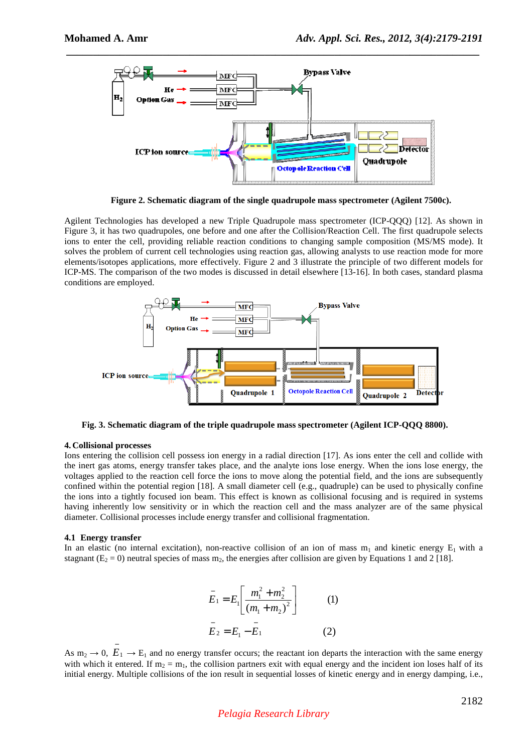Figure 2. Schematic diagram of the single quadrupole mass spectrometer (Agilent 7500c).

Agilent Technologies has developed a new Triple Quadrupole mass spectrometer (ICP-QQQ) [12]. As shown in Figure 3, it has two quadrupoles, one before and one after the Collision/Reaction Cell. The first quadrupole selects ions to enter the cell, providing reliable reaction conditions to changing sample composition (MS/MS mode). It solves the problem of current cell technologies using reaction gas, allowing analysts to use reaction mode for more elements/isotopes applications, more effectively. Figure 2 and 3 illustrate the principle of two different models for ICP-MS. The comparison of the two modes is discussed in detail elsewhere [13-16]. In both cases, standard plasma conditions are employed.

Fig. 3. Schematic diagram of the triple quadrupole mass spectrometer (Agilent ICP-QQQ 8800).

## 4. Collisional processes

Ions entering the collision cell possess ion energy in a radial direction [17]. As ions enter the cell and collide with the inert gas atoms, energy transfer takes place, and the analyte ions lose energy. When the ions lose energy, the voltages applied to the reaction cell force the ions to move along the potential field, and the ions are subsequently confined within the potential region [18]. A small diameter cell (e.g., quadruple) can be used to physically confine the ions into a tightly focused ion beam. This effect is known as collisional focusing and is required in systems having inherently low sensitivity or in which the reaction cell and the mass analyzer are of the same physical diameter. Collisional processes include energy transfer and collisional fragmentation.

### 4.1 Energy transfer

In an elastic (no internal excitation), non-reactive collision of an ion of mass $m_1$ and kinetic energy $E_1$ with a stagnant ($E_2 = 0$) neutral species of mass $m_2$, the energies after collision are given by Equations 1 and 2 [18].

$$\bar{E}_1 = E_1\left[\frac{m_1^2 + m_2^2}{(m_1 + m_2)^2}\right] \qquad (1)$$

$$\bar{E}_2 = E_1 - \bar{E}_1 \qquad (2)$$

As $m_2 \rightarrow 0$, $\bar{E}_1 \rightarrow E_1$ and no energy transfer occurs; the reactant ion departs the interaction with the same energy with which it entered. If $m_2 = m_1$, the collision partners exit with equal energy and the incident ion loses half of its initial energy. Multiple collisions of the ion result in sequential losses of kinetic energy and in energy damping, i.e.,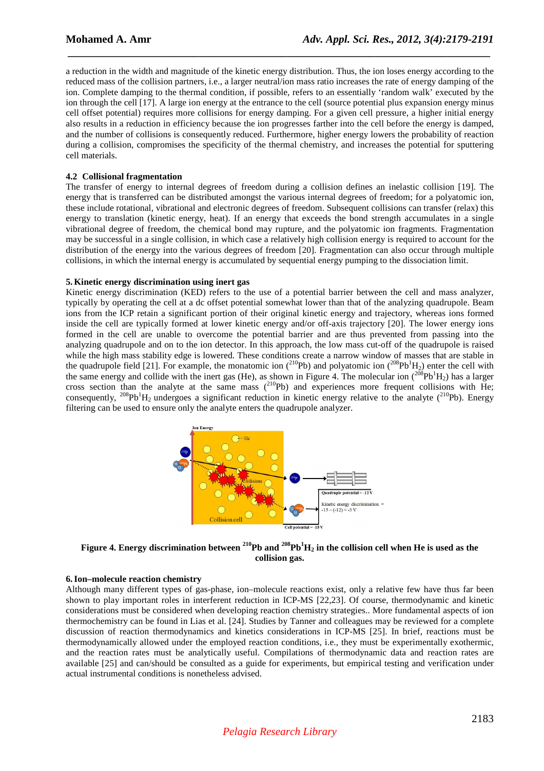a reduction in the width and magnitude of the kinetic energy distribution. Thus, the ion loses energy according to the reduced mass of the collision partners, i.e., a larger neutral/ion mass ratio increases the rate of energy damping of the ion. Complete damping to the thermal condition, if possible, refers to an essentially 'random walk' executed by the ion through the cell [17]. A large ion energy at the entrance to the cell (source potential plus expansion energy minus cell offset potential) requires more collisions for energy damping. For a given cell pressure, a higher initial energy also results in a reduction in efficiency because the ion progresses farther into the cell before the energy is damped, and the number of collisions is consequently reduced. Furthermore, higher energy lowers the probability of reaction during a collision, compromises the specificity of the thermal chemistry, and increases the potential for sputtering cell materials.

### 4.2 Collisional fragmentation

The transfer of energy to internal degrees of freedom during a collision defines an inelastic collision [19]. The energy that is transferred can be distributed amongst the various internal degrees of freedom; for a polyatomic ion, these include rotational, vibrational and electronic degrees of freedom. Subsequent collisions can transfer (relax) this energy to translation (kinetic energy, heat). If an energy that exceeds the bond strength accumulates in a single vibrational degree of freedom, the chemical bond may rupture, and the polyatomic ion fragments. Fragmentation may be successful in a single collision, in which case a relatively high collision energy is required to account for the distribution of the energy into the various degrees of freedom [20]. Fragmentation can also occur through multiple collisions, in which the internal energy is accumulated by sequential energy pumping to the dissociation limit.

## 5. Kinetic energy discrimination using inert gas

Kinetic energy discrimination (KED) refers to the use of a potential barrier between the cell and mass analyzer, typically by operating the cell at a dc offset potential somewhat lower than that of the analyzing quadrupole. Beam ions from the ICP retain a significant portion of their original kinetic energy and trajectory, whereas ions formed inside the cell are typically formed at lower kinetic energy and/or off-axis trajectory [20]. The lower energy ions formed in the cell are unable to overcome the potential barrier and are thus prevented from passing into the analyzing quadrupole and on to the ion detector. In this approach, the low mass cut-off of the quadrupole is raised while the high mass stability edge is lowered. These conditions create a narrow window of masses that are stable in the quadrupole field [21]. For example, the monatomic ion ($^{210}Pb$) and polyatomic ion ($^{208}Pb^{1}H_2$) enter the cell with the same energy and collide with the inert gas (He), as shown in Figure 4. The molecular ion ($^{208}Pb^{1}H_2$) has a larger cross section than the analyte at the same mass ($^{210}Pb$) and experiences more frequent collisions with He; consequently, $^{208}Pb^{1}H_2$ undergoes a significant reduction in kinetic energy relative to the analyte ($^{210}Pb$). Energy filtering can be used to ensure only the analyte enters the quadrupole analyzer.

**Figure 4. Energy discrimination between $^{210}Pb$ and $^{208}Pb^{1}H_2$ in the collision cell when He is used as the collision gas.**

## 6. Ion–molecule reaction chemistry

Although many different types of gas-phase, ion–molecule reactions exist, only a relative few have thus far been shown to play important roles in interferent reduction in ICP-MS [22,23]. Of course, thermodynamic and kinetic considerations must be considered when developing reaction chemistry strategies.. More fundamental aspects of ion thermochemistry can be found in Lias et al. [24]. Studies by Tanner and colleagues may be reviewed for a complete discussion of reaction thermodynamics and kinetics considerations in ICP-MS [25]. In brief, reactions must be thermodynamically allowed under the employed reaction conditions, i.e., they must be experimentally exothermic, and the reaction rates must be analytically useful. Compilations of thermodynamic data and reaction rates are available [25] and can/should be consulted as a guide for experiments, but empirical testing and verification under actual instrumental conditions is nonetheless advised.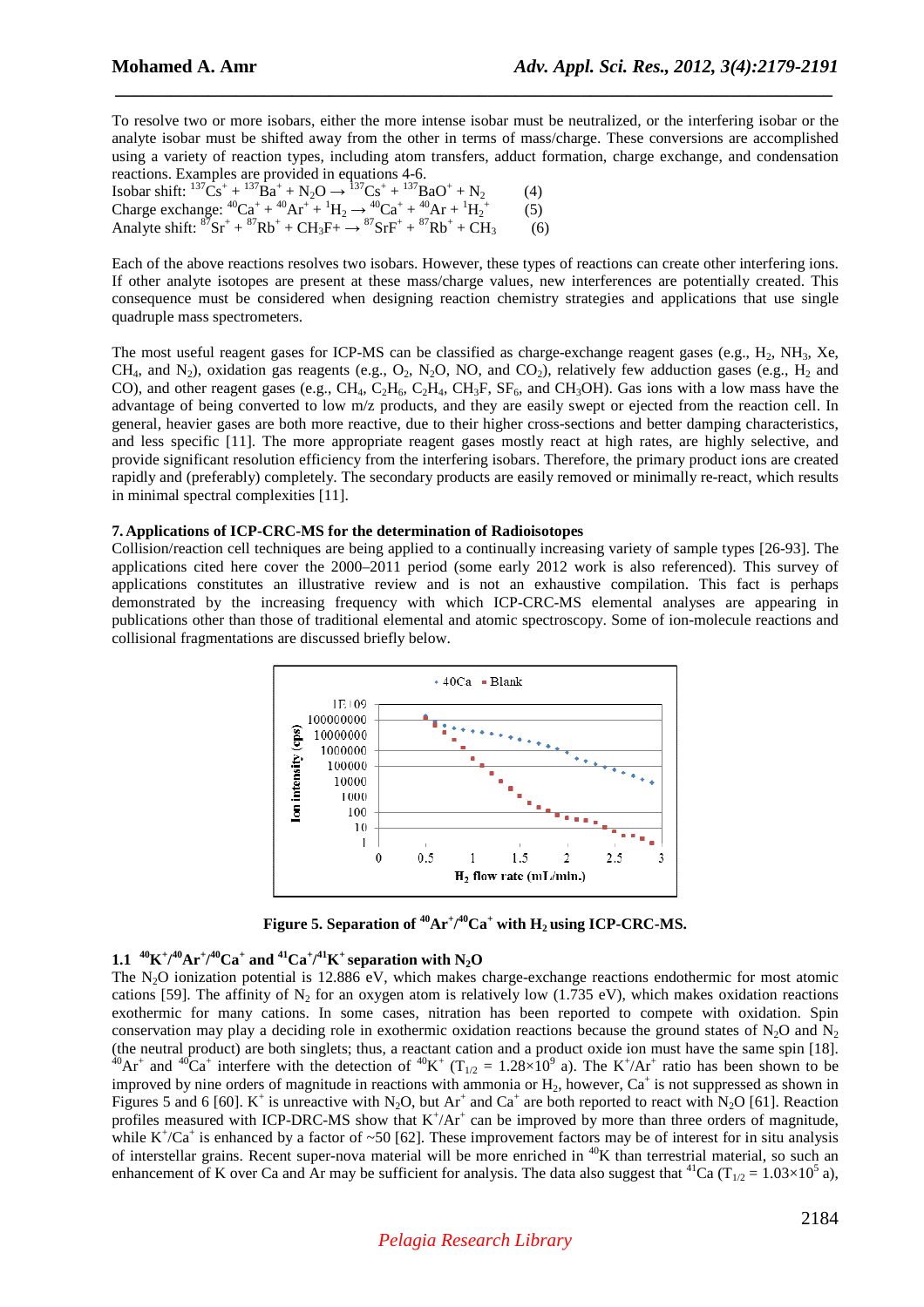To resolve two or more isobars, either the more intense isobar must be neutralized, or the interfering isobar or the analyte isobar must be shifted away from the other in terms of mass/charge. These conversions are accomplished using a variety of reaction types, including atom transfers, adduct formation, charge exchange, and condensation reactions. Examples are provided in equations 4-6.

Isobar shift: $^{137}Cs^+ + ^{137}Ba^+ + N_2O \rightarrow ^{137}Cs^+ + ^{137}BaO^+ + N_2$ (4)

Charge exchange: $^{40}Ca^+ + ^{40}Ar^+ + ^{1}H_2 \rightarrow ^{40}Ca^+ + ^{40}Ar + ^{1}H_2^+$ (5)

Analyte shift: $^{87}Sr^+ + ^{87}Rb^+ + CH_3F \rightarrow ^{87}SrF^+ + ^{87}Rb^+ + CH_3$ (6)

Each of the above reactions resolves two isobars. However, these types of reactions can create other interfering ions. If other analyte isotopes are present at these mass/charge values, new interferences are potentially created. This consequence must be considered when designing reaction chemistry strategies and applications that use single quadruple mass spectrometers.

The most useful reagent gases for ICP-MS can be classified as charge-exchange reagent gases (e.g., $H_2$, $NH_3$, Xe, $CH_4$, and $N_2$), oxidation gas reagents (e.g., $O_2$, $N_2O$, NO, and $CO_2$), relatively few adduction gases (e.g., $H_2$ and CO), and other reagent gases (e.g., $CH_4$, $C_2H_6$, $C_2H_4$, $CH_3F$, $SF_6$, and $CH_3OH$). Gas ions with a low mass have the advantage of being converted to low m/z products, and they are easily swept or ejected from the reaction cell. In general, heavier gases are both more reactive, due to their higher cross-sections and better damping characteristics, and less specific [11]. The more appropriate reagent gases mostly react at high rates, are highly selective, and provide significant resolution efficiency from the interfering isobars. Therefore, the primary product ions are created rapidly and (preferably) completely. The secondary products are easily removed or minimally re-react, which results in minimal spectral complexities [11].

## 7. Applications of ICP-CRC-MS for the determination of Radioisotopes

Collision/reaction cell techniques are being applied to a continually increasing variety of sample types [26-93]. The applications cited here cover the 2000–2011 period (some early 2012 work is also referenced). This survey of applications constitutes an illustrative review and is not an exhaustive compilation. This fact is perhaps demonstrated by the increasing frequency with which ICP-CRC-MS elemental analyses are appearing in publications other than those of traditional elemental and atomic spectroscopy. Some of ion-molecule reactions and collisional fragmentations are discussed briefly below.

**Figure 5. Separation of $^{40}Ar^+/^{40}Ca^+$ with $H_2$ using ICP-CRC-MS.**

### 1.1 $^{40}K^+/^{40}Ar^+/^{40}Ca^+$ and $^{41}Ca^+/^{41}K^+$ separation with $N_2O$

The $N_2O$ ionization potential is 12.886 eV, which makes charge-exchange reactions endothermic for most atomic cations [59]. The affinity of $N_2$ for an oxygen atom is relatively low (1.735 eV), which makes oxidation reactions exothermic for many cations. In some cases, nitration has been reported to compete with oxidation. Spin conservation may play a deciding role in exothermic oxidation reactions because the ground states of $N_2O$ and $N_2$ (the neutral product) are both singlets; thus, a reactant cation and a product oxide ion must have the same spin [18]. $^{40}Ar^+$ and $^{40}Ca^+$ interfere with the detection of $^{40}K^+$ ($T_{1/2} = 1.28\times10^9$ a). The $K^+/Ar^+$ ratio has been shown to be improved by nine orders of magnitude in reactions with ammonia or $H_2$, however, $Ca^+$ is not suppressed as shown in Figures 5 and 6 [60]. $K^+$ is unreactive with $N_2O$, but $Ar^+$ and $Ca^+$ are both reported to react with $N_2O$ [61]. Reaction profiles measured with ICP-DRC-MS show that $K^+/Ar^+$ can be improved by more than three orders of magnitude, while $K^+/Ca^+$ is enhanced by a factor of ~50 [62]. These improvement factors may be of interest for in situ analysis of interstellar grains. Recent super-nova material will be more enriched in $^{40}K$ than terrestrial material, so such an enhancement of K over Ca and Ar may be sufficient for analysis. The data also suggest that $^{41}Ca$ ($T_{1/2} = 1.03\times10^5$ a),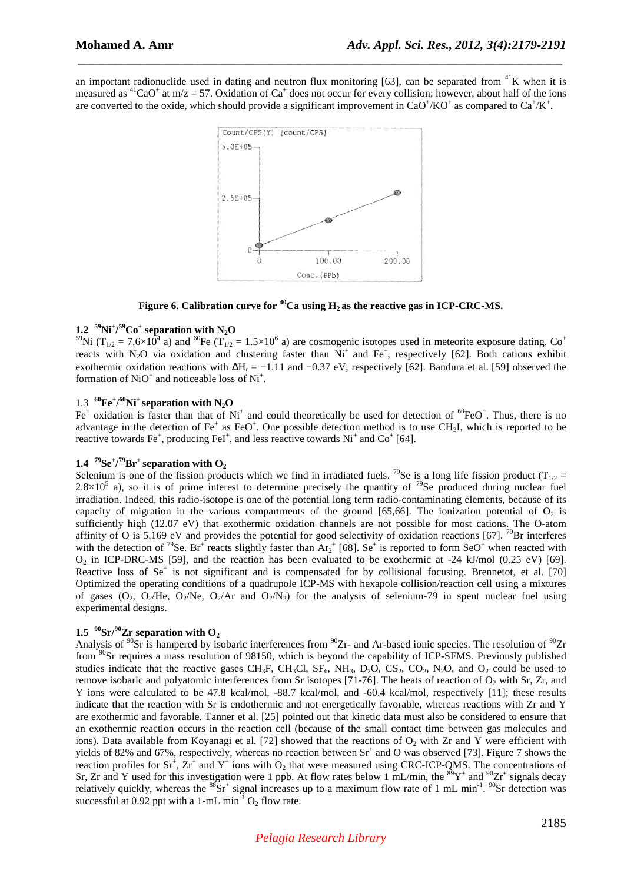an important radionuclide used in dating and neutron flux monitoring [63], can be separated from $^{41}K$ when it is measured as $^{41}CaO^+$ at m/z = 57. Oxidation of $Ca^+$ does not occur for every collision; however, about half of the ions are converted to the oxide, which should provide a significant improvement in $CaO^+/KO^+$ as compared to $Ca^+/K^+$.

**Figure 6. Calibration curve for $^{40}Ca$ using $H_2$ as the reactive gas in ICP-CRC-MS.**

### 1.2 $^{59}Ni^+/^{59}Co^+$ separation with $N_2O$

$^{59}Ni$ ($T_{1/2} = 7.6\times10^4$ a) and $^{60}Fe$ ($T_{1/2} = 1.5\times10^6$ a) are cosmogenic isotopes used in meteorite exposure dating. $Co^+$ reacts with $N_2O$ via oxidation and clustering faster than $Ni^+$ and $Fe^+$, respectively [62]. Both cations exhibit exothermic oxidation reactions with $\Delta H_r = -1.11$ and $-0.37$ eV, respectively [62]. Bandura et al. [59] observed the formation of $NiO^+$ and noticeable loss of $Ni^+$.

### 1.3 $^{60}Fe^+/^{60}Ni^+$ separation with $N_2O$

$Fe^+$ oxidation is faster than that of $Ni^+$ and could theoretically be used for detection of $^{60}FeO^+$. Thus, there is no advantage in the detection of $Fe^+$ as $FeO^+$. One possible detection method is to use $CH_3I$, which is reported to be reactive towards $Fe^+$, producing $FeI^+$, and less reactive towards $Ni^+$ and $Co^+$ [64].

### 1.4 $^{79}Se^+/^{79}Br^+$ separation with $O_2$

Selenium is one of the fission products which we find in irradiated fuels. $^{79}Se$ is a long life fission product ($T_{1/2} = 2.8\times10^5$ a), so it is of prime interest to determine precisely the quantity of $^{79}Se$ produced during nuclear fuel irradiation. Indeed, this radio-isotope is one of the potential long term radio-contaminating elements, because of its capacity of migration in the various compartments of the ground [65,66]. The ionization potential of $O_2$ is sufficiently high (12.07 eV) that exothermic oxidation channels are not possible for most cations. The O-atom affinity of O is 5.169 eV and provides the potential for good selectivity of oxidation reactions [67]. $^{79}Br$ interferes with the detection of $^{79}Se$. $Br^+$ reacts slightly faster than $Ar_2^+$ [68]. $Se^+$ is reported to form $SeO^+$ when reacted with $O_2$ in ICP-DRC-MS [59], and the reaction has been evaluated to be exothermic at -24 kJ/mol (0.25 eV) [69]. Reactive loss of $Se^+$ is not significant and is compensated for by collisional focusing. Brennetot, et al. [70] Optimized the operating conditions of a quadrupole ICP-MS with hexapole collision/reaction cell using a mixtures of gases ($O_2$, $O_2$/He, $O_2$/Ne, $O_2$/Ar and $O_2/N_2$) for the analysis of selenium-79 in spent nuclear fuel using experimental designs.

### 1.5 $^{90}Sr/^{90}Zr$ separation with $O_2$

Analysis of $^{90}Sr$ is hampered by isobaric interferences from $^{90}Zr$- and Ar-based ionic species. The resolution of $^{90}Zr$ from $^{90}Sr$ requires a mass resolution of 98150, which is beyond the capability of ICP-SFMS. Previously published studies indicate that the reactive gases $CH_3F$, $CH_3Cl$, $SF_6$, $NH_3$, $D_2O$, $CS_2$, $CO_2$, $N_2O$, and $O_2$ could be used to remove isobaric and polyatomic interferences from Sr isotopes [71-76]. The heats of reaction of $O_2$ with Sr, Zr, and Y ions were calculated to be 47.8 kcal/mol, -88.7 kcal/mol, and -60.4 kcal/mol, respectively [11]; these results indicate that the reaction with Sr is endothermic and not energetically favorable, whereas reactions with Zr and Y are exothermic and favorable. Tanner et al. [25] pointed out that kinetic data must also be considered to ensure that an exothermic reaction occurs in the reaction cell (because of the small contact time between gas molecules and ions). Data available from Koyanagi et al. [72] showed that the reactions of $O_2$ with Zr and Y were efficient with yields of 82% and 67%, respectively, whereas no reaction between $Sr^+$ and O was observed [73]. Figure 7 shows the reaction profiles for $Sr^+$, $Zr^+$ and $Y^+$ ions with $O_2$ that were measured using CRC-ICP-QMS. The concentrations of Sr, Zr and Y used for this investigation were 1 ppb. At flow rates below 1 mL/min, the $^{89}Y^+$ and $^{90}Zr^+$ signals decay relatively quickly, whereas the $^{88}Sr^+$ signal increases up to a maximum flow rate of 1 mL $min^{-1}$. $^{90}Sr$ detection was successful at 0.92 ppt with a 1-mL $min^{-1}$ $O_2$ flow rate.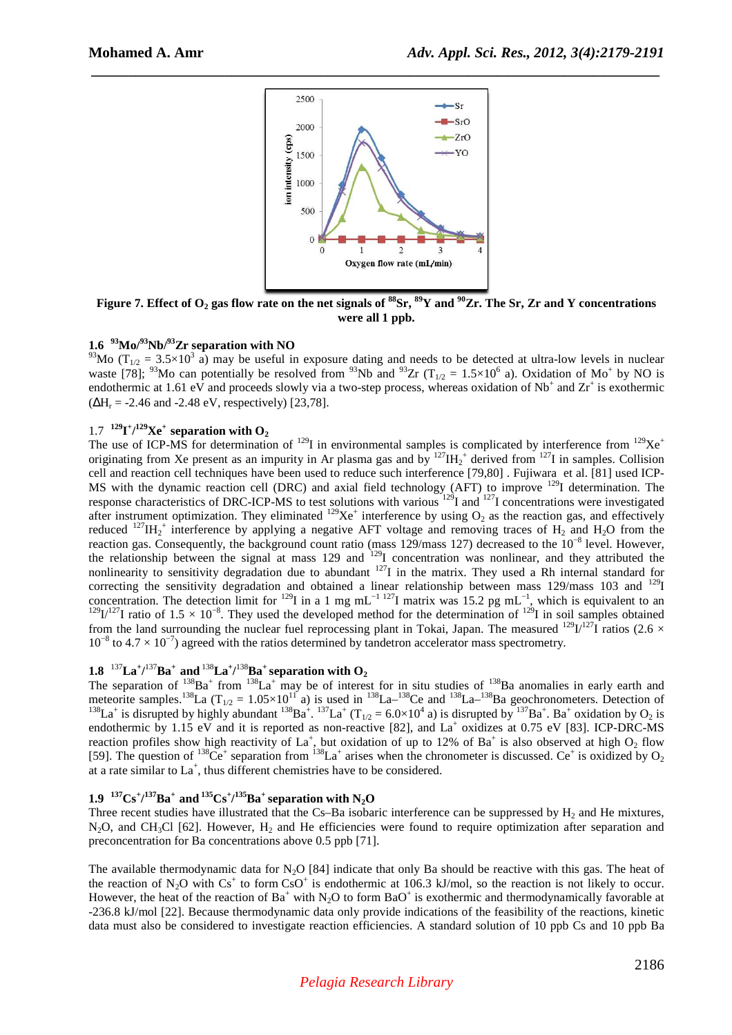Figure 7. Effect of $O_2$ gas flow rate on the net signals of $^{88}Sr$, $^{89}Y$ and $^{90}Zr$. The Sr, Zr and Y concentrations were all 1 ppb.

### 1.6 $^{93}Mo/^{93}Nb/^{93}Zr$ separation with NO

$^{93}Mo$ ($T_{1/2} = 3.5\times10^3$ a) may be useful in exposure dating and needs to be detected at ultra-low levels in nuclear waste [78]; $^{93}Mo$ can potentially be resolved from $^{93}Nb$ and $^{93}Zr$ ($T_{1/2} = 1.5\times10^6$ a). Oxidation of $Mo^+$ by NO is endothermic at 1.61 eV and proceeds slowly via a two-step process, whereas oxidation of $Nb^+$ and $Zr^+$ is exothermic ($\Delta H_r$ = -2.46 and -2.48 eV, respectively) [23,78].

### 1.7 $^{129}I^+/^{129}Xe^+$ separation with $O_2$

The use of ICP-MS for determination of $^{129}I$ in environmental samples is complicated by interference from $^{129}Xe^+$ originating from Xe present as an impurity in Ar plasma gas and by $^{127}IH_2^+$ derived from $^{127}I$ in samples. Collision cell and reaction cell techniques have been used to reduce such interference [79,80] . Fujiwara et al. [81] used ICP-MS with the dynamic reaction cell (DRC) and axial field technology (AFT) to improve $^{129}I$ determination. The response characteristics of DRC-ICP-MS to test solutions with various $^{129}I$ and $^{127}I$ concentrations were investigated after instrument optimization. They eliminated $^{129}Xe^+$ interference by using $O_2$ as the reaction gas, and effectively reduced $^{127}IH_2^+$ interference by applying a negative AFT voltage and removing traces of $H_2$ and $H_2O$ from the reaction gas. Consequently, the background count ratio (mass 129/mass 127) decreased to the $10^{-8}$ level. However, the relationship between the signal at mass 129 and $^{129}I$ concentration was nonlinear, and they attributed the nonlinearity to sensitivity degradation due to abundant $^{127}I$ in the matrix. They used a Rh internal standard for correcting the sensitivity degradation and obtained a linear relationship between mass 129/mass 103 and $^{129}I$ concentration. The detection limit for $^{129}I$ in a 1 mg $mL^{-1}$ $^{127}I$ matrix was 15.2 pg $mL^{-1}$, which is equivalent to an $^{129}I/^{127}I$ ratio of $1.5 \times 10^{-8}$. They used the developed method for the determination of $^{129}I$ in soil samples obtained from the land surrounding the nuclear fuel reprocessing plant in Tokai, Japan. The measured $^{129}I/^{127}I$ ratios ($2.6 \times 10^{-8}$ to $4.7 \times 10^{-7}$) agreed with the ratios determined by tandetron accelerator mass spectrometry.

### 1.8 $^{137}La^+/^{137}Ba^+$ and $^{138}La^+/^{138}Ba^+$ separation with $O_2$

The separation of $^{138}Ba^+$ from $^{138}La^+$ may be of interest for in situ studies of $^{138}Ba$ anomalies in early earth and meteorite samples.$^{138}La$ ($T_{1/2} = 1.05\times10^{11}$ a) is used in $^{138}La$–$^{138}Ce$ and $^{138}La$–$^{138}Ba$ geochronometers. Detection of $^{138}La^+$ is disrupted by highly abundant $^{138}Ba^+$. $^{137}La^+$ ($T_{1/2} = 6.0\times10^4$ a) is disrupted by $^{137}Ba^+$. $Ba^+$ oxidation by $O_2$ is endothermic by 1.15 eV and it is reported as non-reactive [82], and $La^+$ oxidizes at 0.75 eV [83]. ICP-DRC-MS reaction profiles show high reactivity of $La^+$, but oxidation of up to 12% of $Ba^+$ is also observed at high $O_2$ flow [59]. The question of $^{138}Ce^+$ separation from $^{138}La^+$ arises when the chronometer is discussed. $Ce^+$ is oxidized by $O_2$ at a rate similar to $La^+$, thus different chemistries have to be considered.

### 1.9 $^{137}Cs^+/^{137}Ba^+$ and $^{135}Cs^+/^{135}Ba^+$ separation with $N_2O$

Three recent studies have illustrated that the Cs–Ba isobaric interference can be suppressed by $H_2$ and He mixtures, $N_2O$, and $CH_3Cl$ [62]. However, $H_2$ and He efficiencies were found to require optimization after separation and preconcentration for Ba concentrations above 0.5 ppb [71].

The available thermodynamic data for $N_2O$ [84] indicate that only Ba should be reactive with this gas. The heat of the reaction of $N_2O$ with $Cs^+$ to form $CsO^+$ is endothermic at 106.3 kJ/mol, so the reaction is not likely to occur. However, the heat of the reaction of $Ba^+$ with $N_2O$ to form $BaO^+$ is exothermic and thermodynamically favorable at -236.8 kJ/mol [22]. Because thermodynamic data only provide indications of the feasibility of the reactions, kinetic data must also be considered to investigate reaction efficiencies. A standard solution of 10 ppb Cs and 10 ppb Ba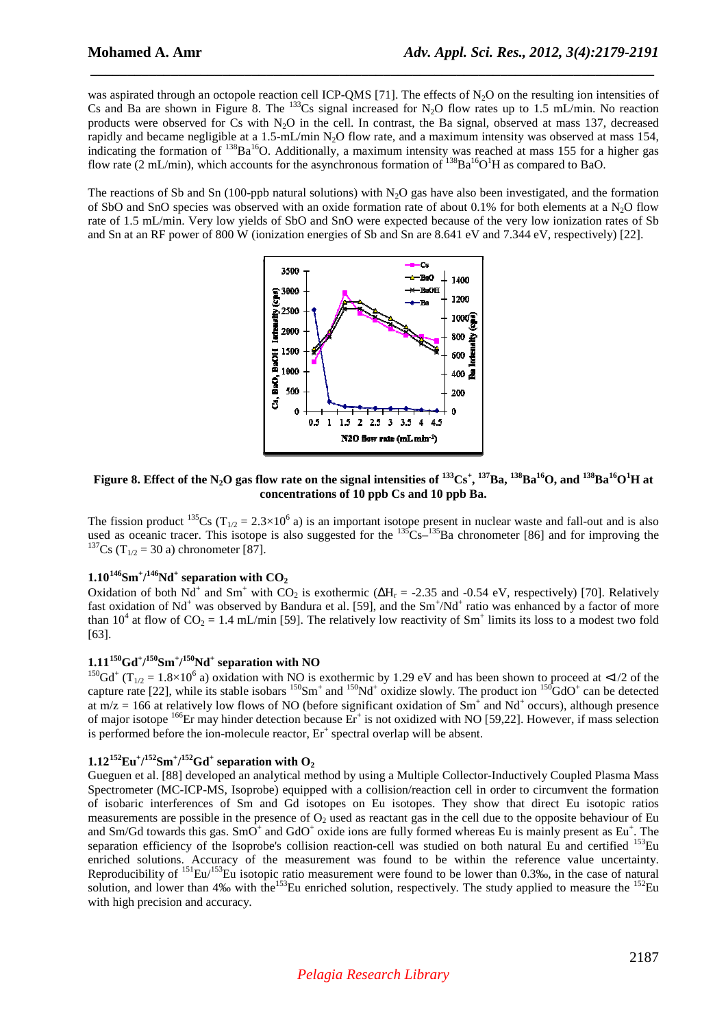was aspirated through an octopole reaction cell ICP-QMS [71]. The effects of $N_2O$ on the resulting ion intensities of Cs and Ba are shown in Figure 8. The $^{133}$Cs signal increased for $N_2O$ flow rates up to 1.5 mL/min. No reaction products were observed for Cs with $N_2O$ in the cell. In contrast, the Ba signal, observed at mass 137, decreased rapidly and became negligible at a 1.5-mL/min $N_2O$ flow rate, and a maximum intensity was observed at mass 154, indicating the formation of $^{138}$Ba$^{16}$O. Additionally, a maximum intensity was reached at mass 155 for a higher gas flow rate (2 mL/min), which accounts for the asynchronous formation of $^{138}$Ba$^{16}$O$^{1}$H as compared to BaO.

The reactions of Sb and Sn (100-ppb natural solutions) with $N_2O$ gas have also been investigated, and the formation of SbO and SnO species was observed with an oxide formation rate of about 0.1% for both elements at a $N_2O$ flow rate of 1.5 mL/min. Very low yields of SbO and SnO were expected because of the very low ionization rates of Sb and Sn at an RF power of 800 W (ionization energies of Sb and Sn are 8.641 eV and 7.344 eV, respectively) [22].

**Figure 8. Effect of the $N_2O$ gas flow rate on the signal intensities of $^{133}Cs^+$, $^{137}$Ba, $^{138}$Ba$^{16}$O, and $^{138}$Ba$^{16}$O$^{1}$H at concentrations of 10 ppb Cs and 10 ppb Ba.**

The fission product $^{135}$Cs ($T_{1/2} = 2.3\times10^6$ a) is an important isotope present in nuclear waste and fall-out and is also used as oceanic tracer. This isotope is also suggested for the $^{135}$Cs–$^{135}$Ba chronometer [86] and for improving the $^{137}$Cs ($T_{1/2}$ = 30 a) chronometer [87].

### 1.10 $^{146}Sm^+/^{146}Nd^+$ separation with $CO_2$

Oxidation of both $Nd^+$ and $Sm^+$ with $CO_2$ is exothermic ($\Delta H_r$ = -2.35 and -0.54 eV, respectively) [70]. Relatively fast oxidation of $Nd^+$ was observed by Bandura et al. [59], and the $Sm^+/Nd^+$ ratio was enhanced by a factor of more than $10^4$ at flow of $CO_2$ = 1.4 mL/min [59]. The relatively low reactivity of $Sm^+$ limits its loss to a modest two fold [63].

### 1.11 $^{150}Gd^+/^{150}Sm^+/^{150}Nd^+$ separation with NO

$^{150}Gd^+$ ($T_{1/2} = 1.8\times10^6$ a) oxidation with NO is exothermic by 1.29 eV and has been shown to proceed at <1/2 of the capture rate [22], while its stable isobars $^{150}Sm^+$ and $^{150}Nd^+$ oxidize slowly. The product ion $^{150}GdO^+$ can be detected at m/z = 166 at relatively low flows of NO (before significant oxidation of $Sm^+$ and $Nd^+$ occurs), although presence of major isotope $^{166}$Er may hinder detection because $Er^+$ is not oxidized with NO [59,22]. However, if mass selection is performed before the ion-molecule reactor, $Er^+$ spectral overlap will be absent.

### 1.12 $^{152}Eu^+/^{152}Sm^+/^{152}Gd^+$ separation with $O_2$

Gueguen et al. [88] developed an analytical method by using a Multiple Collector-Inductively Coupled Plasma Mass Spectrometer (MC-ICP-MS, Isoprobe) equipped with a collision/reaction cell in order to circumvent the formation of isobaric interferences of Sm and Gd isotopes on Eu isotopes. They show that direct Eu isotopic ratios measurements are possible in the presence of $O_2$ used as reactant gas in the cell due to the opposite behaviour of Eu and Sm/Gd towards this gas. $SmO^+$ and $GdO^+$ oxide ions are fully formed whereas Eu is mainly present as $Eu^+$. The separation efficiency of the Isoprobe's collision reaction-cell was studied on both natural Eu and certified $^{153}$Eu enriched solutions. Accuracy of the measurement was found to be within the reference value uncertainty. Reproducibility of $^{151}$Eu/$^{153}$Eu isotopic ratio measurement were found to be lower than 0.3‰, in the case of natural solution, and lower than 4‰ with the $^{153}$Eu enriched solution, respectively. The study applied to measure the $^{152}$Eu with high precision and accuracy.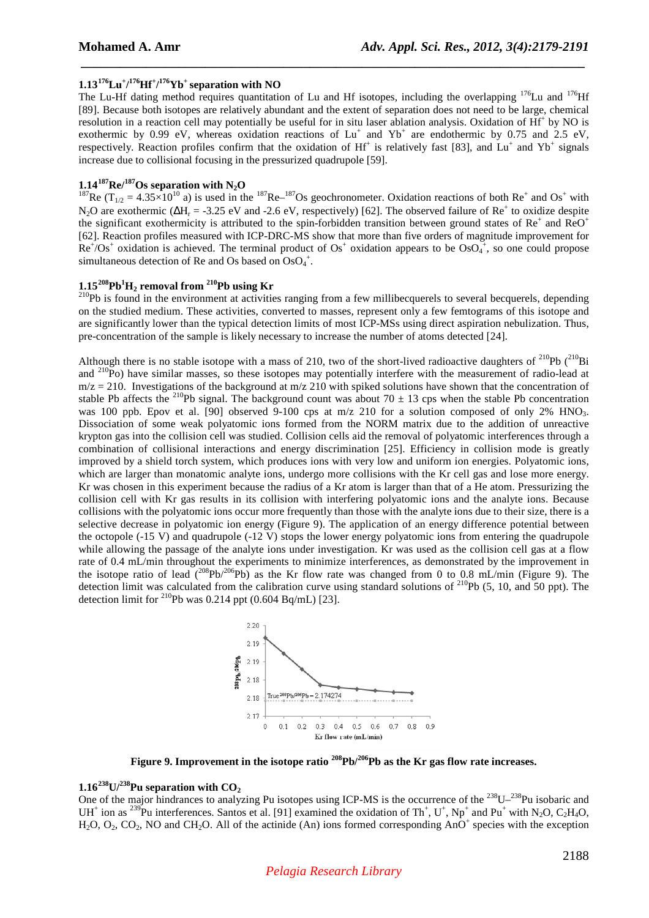## 1.13 $^{176}Lu^+/^{176}Hf^+/^{176}Yb^+$ separation with NO

The Lu-Hf dating method requires quantitation of Lu and Hf isotopes, including the overlapping $^{176}$Lu and $^{176}$Hf [89]. Because both isotopes are relatively abundant and the extent of separation does not need to be large, chemical resolution in a reaction cell may potentially be useful for in situ laser ablation analysis. Oxidation of $Hf^+$ by NO is exothermic by 0.99 eV, whereas oxidation reactions of $Lu^+$ and $Yb^+$ are endothermic by 0.75 and 2.5 eV, respectively. Reaction profiles confirm that the oxidation of $Hf^+$ is relatively fast [83], and $Lu^+$ and $Yb^+$ signals increase due to collisional focusing in the pressurized quadrupole [59].

## 1.14 $^{187}Re/^{187}Os$ separation with $N_2O$

$^{187}$Re ($T_{1/2} = 4.35\times10^{10}$ a) is used in the $^{187}$Re–$^{187}$Os geochronometer. Oxidation reactions of both $Re^+$ and $Os^+$ with $N_2O$ are exothermic ($\Delta H_r$ = -3.25 eV and -2.6 eV, respectively) [62]. The observed failure of $Re^+$ to oxidize despite the significant exothermicity is attributed to the spin-forbidden transition between ground states of $Re^+$ and $ReO^+$ [62]. Reaction profiles measured with ICP-DRC-MS show that more than five orders of magnitude improvement for $Re^+/Os^+$ oxidation is achieved. The terminal product of $Os^+$ oxidation appears to be $OsO_4^+$, so one could propose simultaneous detection of Re and Os based on $OsO_4^+$.

## 1.15 $^{208}Pb^1H_2$ removal from $^{210}Pb$ using Kr

$^{210}$Pb is found in the environment at activities ranging from a few millibecquerels to several becquerels, depending on the studied medium. These activities, converted to masses, represent only a few femtograms of this isotope and are significantly lower than the typical detection limits of most ICP-MSs using direct aspiration nebulization. Thus, pre-concentration of the sample is likely necessary to increase the number of atoms detected [24].

Although there is no stable isotope with a mass of 210, two of the short-lived radioactive daughters of $^{210}$Pb ($^{210}$Bi and $^{210}$Po) have similar masses, so these isotopes may potentially interfere with the measurement of radio-lead at m/z = 210. Investigations of the background at m/z 210 with spiked solutions have shown that the concentration of stable Pb affects the $^{210}$Pb signal. The background count was about 70 ± 13 cps when the stable Pb concentration was 100 ppb. Epov et al. [90] observed 9-100 cps at m/z 210 for a solution composed of only 2% $HNO_3$. Dissociation of some weak polyatomic ions formed from the NORM matrix due to the addition of unreactive krypton gas into the collision cell was studied. Collision cells aid the removal of polyatomic interferences through a combination of collisional interactions and energy discrimination [25]. Efficiency in collision mode is greatly improved by a shield torch system, which produces ions with very low and uniform ion energies. Polyatomic ions, which are larger than monatomic analyte ions, undergo more collisions with the Kr cell gas and lose more energy. Kr was chosen in this experiment because the radius of a Kr atom is larger than that of a He atom. Pressurizing the collision cell with Kr gas results in its collision with interfering polyatomic ions and the analyte ions. Because collisions with the polyatomic ions occur more frequently than those with the analyte ions due to their size, there is a selective decrease in polyatomic ion energy (Figure 9). The application of an energy difference potential between the octopole (-15 V) and quadrupole (-12 V) stops the lower energy polyatomic ions from entering the quadrupole while allowing the passage of the analyte ions under investigation. Kr was used as the collision cell gas at a flow rate of 0.4 mL/min throughout the experiments to minimize interferences, as demonstrated by the improvement in the isotope ratio of lead ($^{208}$Pb/$^{206}$Pb) as the Kr flow rate was changed from 0 to 0.8 mL/min (Figure 9). The detection limit was calculated from the calibration curve using standard solutions of $^{210}$Pb (5, 10, and 50 ppt). The detection limit for $^{210}$Pb was 0.214 ppt (0.604 Bq/mL) [23].

**Figure 9. Improvement in the isotope ratio $^{208}$Pb/$^{206}$Pb as the Kr gas flow rate increases.**

## 1.16 $^{238}U/^{238}Pu$ separation with $CO_2$

One of the major hindrances to analyzing Pu isotopes using ICP-MS is the occurrence of the $^{238}$U–$^{238}$Pu isobaric and $UH^+$ ion as $^{239}$Pu interferences. Santos et al. [91] examined the oxidation of $Th^+$, $U^+$, $Np^+$ and $Pu^+$ with $N_2O$, $C_2H_4O$, $H_2O$, $O_2$, $CO_2$, NO and $CH_2O$. All of the actinide (An) ions formed corresponding $AnO^+$ species with the exception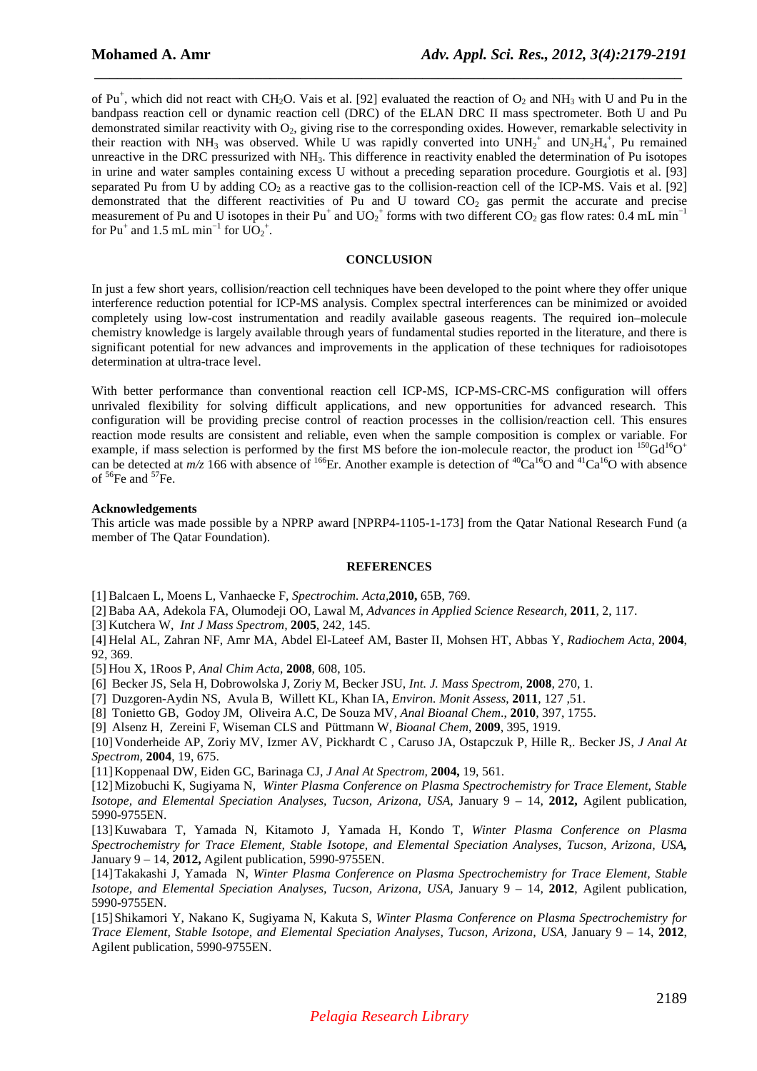of $Pu^+$, which did not react with $CH_2O$. Vais et al. [92] evaluated the reaction of $O_2$ and $NH_3$ with U and Pu in the bandpass reaction cell or dynamic reaction cell (DRC) of the ELAN DRC II mass spectrometer. Both U and Pu demonstrated similar reactivity with $O_2$, giving rise to the corresponding oxides. However, remarkable selectivity in their reaction with $NH_3$ was observed. While U was rapidly converted into $UNH_2^+$ and $UN_2H_4^+$, Pu remained unreactive in the DRC pressurized with $NH_3$. This difference in reactivity enabled the determination of Pu isotopes in urine and water samples containing excess U without a preceding separation procedure. Gourgiotis et al. [93] separated Pu from U by adding $CO_2$ as a reactive gas to the collision-reaction cell of the ICP-MS. Vais et al. [92] demonstrated that the different reactivities of Pu and U toward $CO_2$ gas permit the accurate and precise measurement of Pu and U isotopes in their $Pu^+$ and $UO_2^+$ forms with two different $CO_2$ gas flow rates: 0.4 mL $min^{-1}$ for $Pu^+$ and 1.5 mL $min^{-1}$ for $UO_2^+$.

## CONCLUSION

In just a few short years, collision/reaction cell techniques have been developed to the point where they offer unique interference reduction potential for ICP-MS analysis. Complex spectral interferences can be minimized or avoided completely using low-cost instrumentation and readily available gaseous reagents. The required ion–molecule chemistry knowledge is largely available through years of fundamental studies reported in the literature, and there is significant potential for new advances and improvements in the application of these techniques for radioisotopes determination at ultra-trace level.

With better performance than conventional reaction cell ICP-MS, ICP-MS-CRC-MS configuration will offers unrivaled flexibility for solving difficult applications, and new opportunities for advanced research. This configuration will be providing precise control of reaction processes in the collision/reaction cell. This ensures reaction mode results are consistent and reliable, even when the sample composition is complex or variable. For example, if mass selection is performed by the first MS before the ion-molecule reactor, the product ion $^{150}Gd^{16}O^+$ can be detected at *m/z* 166 with absence of $^{166}Er$. Another example is detection of $^{40}Ca^{16}O$ and $^{41}Ca^{16}O$ with absence of $^{56}Fe$ and $^{57}Fe$.

**Acknowledgements**

This article was made possible by a NPRP award [NPRP4-1105-1-173] from the Qatar National Research Fund (a member of The Qatar Foundation).

## REFERENCES

[1] Balcaen L, Moens L, Vanhaecke F, *Spectrochim. Acta*,**2010,** 65B, 769.

[2] Baba AA, Adekola FA, Olumodeji OO, Lawal M, *Advances in Applied Science Research*, **2011**, 2, 117.

[3] Kutchera W, *Int J Mass Spectrom,* **2005**, 242, 145.

[4] Helal AL, Zahran NF, Amr MA, Abdel El-Lateef AM, Baster II, Mohsen HT, Abbas Y*, Radiochem Acta*, **2004**, 92, 369.

[5] Hou X, 1Roos P, *Anal Chim Acta*, **2008**, 608, 105.

[6] Becker JS, Sela H, Dobrowolska J, Zoriy M, Becker JSU, *Int. J. Mass Spectrom*, **2008**, 270, 1.

[7] Duzgoren-Aydin NS, Avula B, Willett KL, Khan IA, *Environ. Monit Assess*, **2011**, 127 ,51.

[8] Tonietto GB, Godoy JM, Oliveira A.C, De Souza MV, *Anal Bioanal Chem*., **2010**, 397, 1755.

[9] Alsenz H, Zereini F, Wiseman CLS and Püttmann W, *Bioanal Chem*, **2009**, 395, 1919.

[10] Vonderheide AP, Zoriy MV, Izmer AV, Pickhardt C , Caruso JA, Ostapczuk P, Hille R,. Becker JS, *J Anal At Spectrom*, **2004**, 19, 675.

[11] Koppenaal DW, Eiden GC, Barinaga CJ, *J Anal At Spectrom,* **2004,** 19, 561.

[12] Mizobuchi K, Sugiyama N, *Winter Plasma Conference on Plasma Spectrochemistry for Trace Element, Stable Isotope, and Elemental Speciation Analyses, Tucson, Arizona, USA*, January 9 – 14, **2012,** Agilent publication, 5990-9755EN.

[13] Kuwabara T, Yamada N, Kitamoto J, Yamada H, Kondo T*, Winter Plasma Conference on Plasma Spectrochemistry for Trace Element, Stable Isotope, and Elemental Speciation Analyses, Tucson, Arizona, USA,* January 9 – 14, **2012,** Agilent publication, 5990-9755EN.

[14] Takakashi J, Yamada N, *Winter Plasma Conference on Plasma Spectrochemistry for Trace Element, Stable Isotope, and Elemental Speciation Analyses, Tucson, Arizona, USA*, January 9 – 14, **2012**, Agilent publication, 5990-9755EN.

[15] Shikamori Y, Nakano K, Sugiyama N, Kakuta S, *Winter Plasma Conference on Plasma Spectrochemistry for Trace Element, Stable Isotope, and Elemental Speciation Analyses, Tucson, Arizona, USA*, January 9 – 14, **2012**, Agilent publication, 5990-9755EN.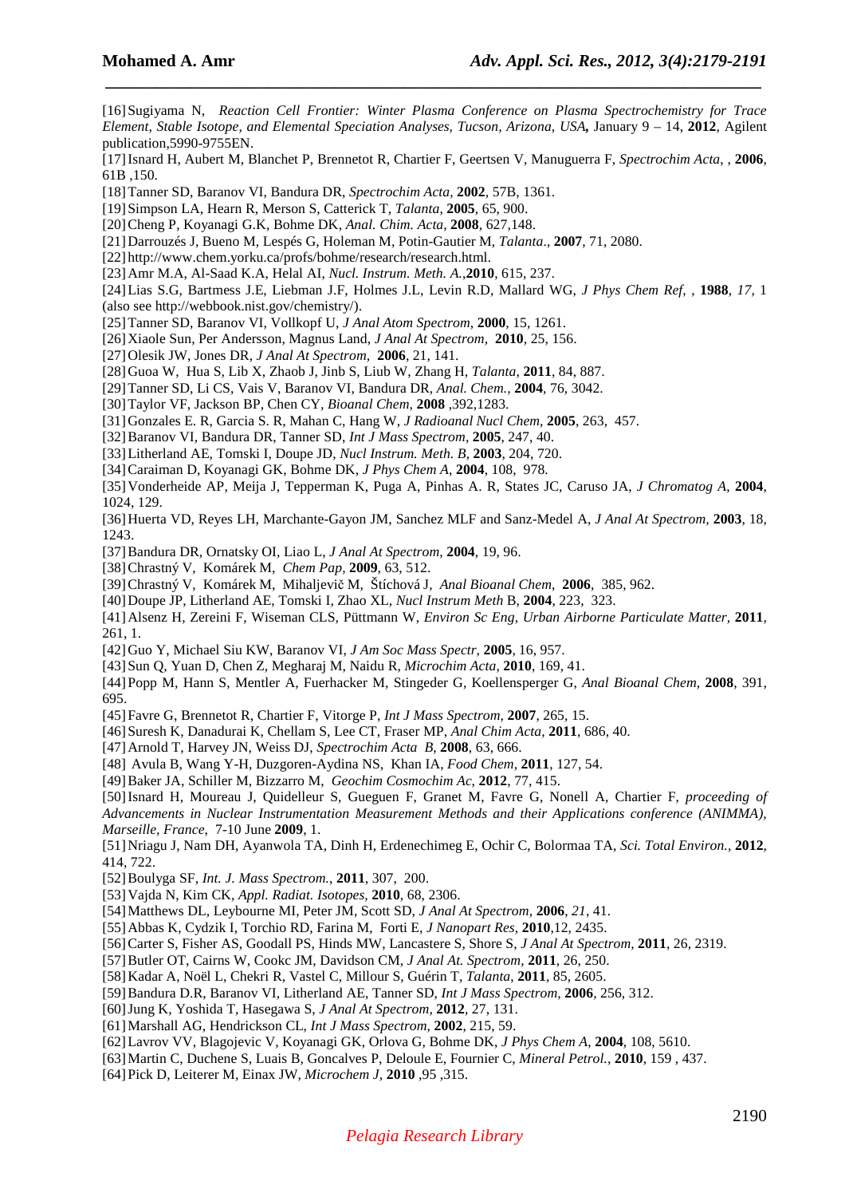[16] Sugiyama N, *Reaction Cell Frontier: Winter Plasma Conference on Plasma Spectrochemistry for Trace Element, Stable Isotope, and Elemental Speciation Analyses, Tucson, Arizona, USA,* January 9 – 14, **2012**, Agilent publication,5990-9755EN.

[17] Isnard H, Aubert M, Blanchet P, Brennetot R, Chartier F, Geertsen V, Manuguerra F, *Spectrochim Acta*, , **2006**, 61B ,150.

[18] Tanner SD, Baranov VI, Bandura DR, *Spectrochim Acta,* **2002**, 57B, 1361.

[19] Simpson LA, Hearn R, Merson S, Catterick T, *Talanta*, **2005**, 65, 900.

[20] Cheng P, Koyanagi G.K, Bohme DK, *Anal. Chim. Acta*, **2008**, 627,148.

[21] Darrouzés J, Bueno M, Lespés G, Holeman M, Potin-Gautier M, *Talanta*., **2007**, 71, 2080.

[22] http://www.chem.yorku.ca/profs/bohme/research/research.html.

[23] Amr M.A, Al-Saad K.A, Helal AI, *Nucl. Instrum. Meth. A.*,**2010**, 615, 237.

[24] Lias S.G, Bartmess J.E, Liebman J.F, Holmes J.L, Levin R.D, Mallard WG, *J Phys Chem Ref,* , **1988**, *17,* 1 (also see http://webbook.nist.gov/chemistry/).

[25] Tanner SD, Baranov VI, Vollkopf U, *J Anal Atom Spectrom*, **2000**, 15, 1261.

[26] Xiaole Sun, Per Andersson, Magnus Land, *J Anal At Spectrom*, **2010**, 25, 156.

[27] Olesik JW, Jones DR, *J Anal At Spectrom,* **2006**, 21, 141.

[28] Guoa W, Hua S, Lib X, Zhaob J, Jinb S, Liub W, Zhang H, *Talanta*, **2011**, 84, 887.

[29] Tanner SD, Li CS, Vais V, Baranov VI, Bandura DR, *Anal. Chem.,* **2004**, 76, 3042.

[30] Taylor VF, Jackson BP, Chen CY, *Bioanal Chem,* **2008** ,392,1283.

[31] Gonzales E. R, Garcia S. R, Mahan C, Hang W, *J Radioanal Nucl Chem*, **2005**, 263, 457.

[32] Baranov VI, Bandura DR, Tanner SD, *Int J Mass Spectrom,* **2005**, 247, 40.

[33] Litherland AE, Tomski I, Doupe JD, *Nucl Instrum. Meth. B*, **2003**, 204, 720.

[34] Caraiman D, Koyanagi GK, Bohme DK, *J Phys Chem A*, **2004**, 108, 978.

[35] Vonderheide AP, Meija J, Tepperman K, Puga A, Pinhas A. R, States JC, Caruso JA, *J Chromatog A*, **2004**, 1024, 129.

[36] Huerta VD, Reyes LH, Marchante-Gayon JM, Sanchez MLF and Sanz-Medel A, *J Anal At Spectrom,* **2003**, 18, 1243.

[37] Bandura DR, Ornatsky OI, Liao L, *J Anal At Spectrom,* **2004**, 19, 96.

[38] Chrastný V, Komárek M, *Chem Pap,* **2009**, 63, 512.

[39] Chrastný V, Komárek M, Mihaljevič M, Štíchová J, *Anal Bioanal Chem*, **2006**, 385, 962.

[40] Doupe JP, Litherland AE, Tomski I, Zhao XL, *Nucl Instrum Meth* B, **2004**, 223, 323.

[41] Alsenz H, Zereini F, Wiseman CLS, Püttmann W, *Environ Sc Eng, Urban Airborne Particulate Matter,* **2011**, 261, 1.

[42] Guo Y, Michael Siu KW, Baranov VI, *J Am Soc Mass Spectr*, **2005**, 16, 957.

[43] Sun Q, Yuan D, Chen Z, Megharaj M, Naidu R, *Microchim Acta,* **2010**, 169, 41.

[44] Popp M, Hann S, Mentler A, Fuerhacker M, Stingeder G, Koellensperger G, *Anal Bioanal Chem,* **2008**, 391, 695.

[45] Favre G, Brennetot R, Chartier F, Vitorge P, *Int J Mass Spectrom,* **2007**, 265, 15.

[46] Suresh K, Danadurai K, Chellam S, Lee CT, Fraser MP, *Anal Chim Acta,* **2011**, 686, 40.

[47] Arnold T, Harvey JN, Weiss DJ, *Spectrochim Acta B*, **2008**, 63, 666.

[48] Avula B, Wang Y-H, Duzgoren-Aydina NS, Khan IA, *Food Chem,* **2011**, 127, 54.

[49] Baker JA, Schiller M, Bizzarro M, *Geochim Cosmochim Ac*, **2012**, 77, 415.

[50] Isnard H, Moureau J, Quidelleur S, Gueguen F, Granet M, Favre G, Nonell A, Chartier F, *proceeding of Advancements in Nuclear Instrumentation Measurement Methods and their Applications conference (ANIMMA), Marseille, France*, 7-10 June **2009**, 1.

[51] Nriagu J, Nam DH, Ayanwola TA, Dinh H, Erdenechimeg E, Ochir C, Bolormaa TA, *Sci. Total Environ.,* **2012**, 414, 722.

[52] Boulyga SF, *Int. J. Mass Spectrom.*, **2011**, 307, 200.

[53] Vajda N, Kim CK, *Appl. Radiat. Isotopes,* **2010**, 68, 2306.

[54] Matthews DL, Leybourne MI, Peter JM, Scott SD, *J Anal At Spectrom,* **2006**, *21*, 41.

[55] Abbas K, Cydzik I, Torchio RD, Farina M, Forti E, *J Nanopart Res*, **2010**,12, 2435.

[56] Carter S, Fisher AS, Goodall PS, Hinds MW, Lancastere S, Shore S, *J Anal At Spectrom,* **2011**, 26, 2319.

[57] Butler OT, Cairns W, Cookc JM, Davidson CM, *J Anal At. Spectrom,* **2011**, 26, 250.

[58] Kadar A, Noël L, Chekri R, Vastel C, Millour S, Guérin T, *Talanta*, **2011**, 85, 2605.

[59] Bandura D.R, Baranov VI, Litherland AE, Tanner SD, *Int J Mass Spectrom,* **2006**, 256, 312.

[60] Jung K, Yoshida T, Hasegawa S, *J Anal At Spectrom,* **2012**, 27, 131.

[61] Marshall AG, Hendrickson CL, *Int J Mass Spectrom*, **2002**, 215, 59.

[62] Lavrov VV, Blagojevic V, Koyanagi GK, Orlova G, Bohme DK, *J Phys Chem A*, **2004**, 108, 5610.

[63] Martin C, Duchene S, Luais B, Goncalves P, Deloule E, Fournier C, *Mineral Petrol.,* **2010**, 159 , 437.

[64] Pick D, Leiterer M, Einax JW, *Microchem J*, **2010** ,95 ,315.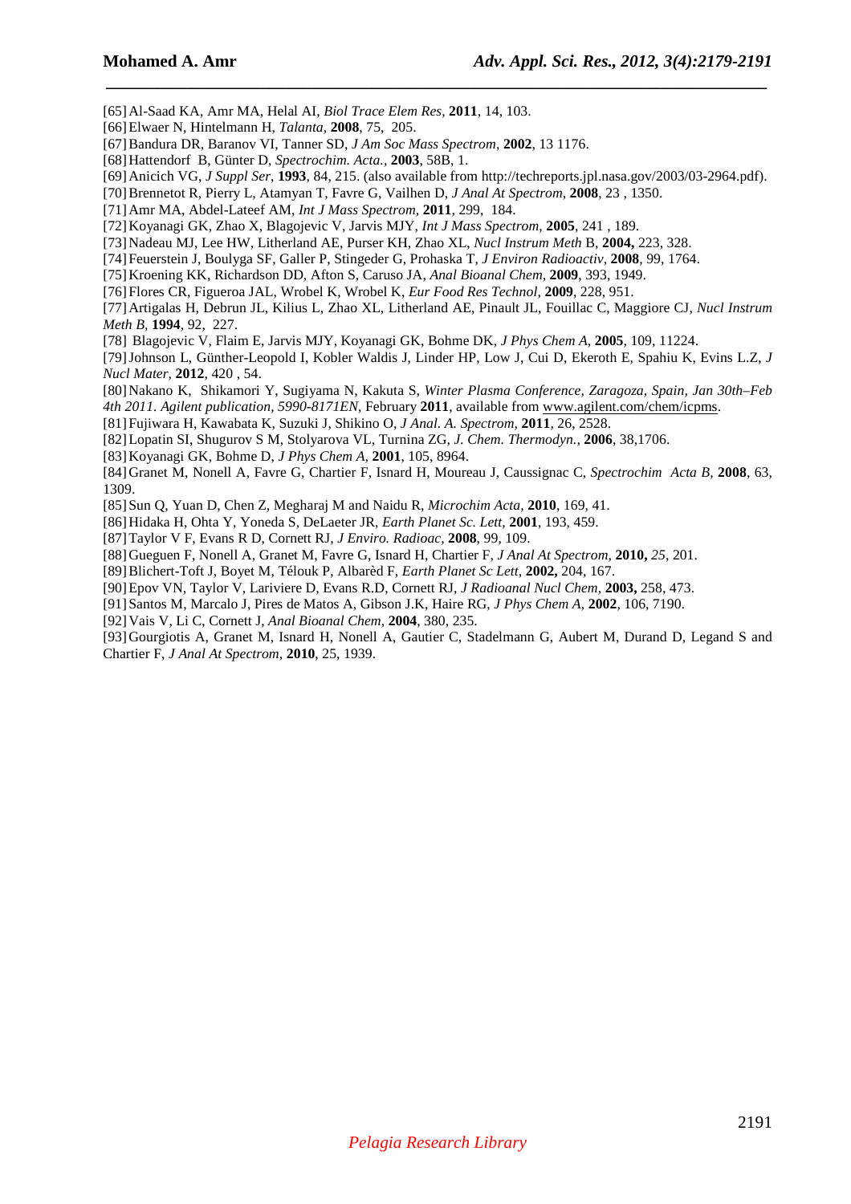[65] Al-Saad KA, Amr MA, Helal AI, *Biol Trace Elem Res,* **2011**, 14, 103.

[66] Elwaer N, Hintelmann H, *Talanta,* **2008**, 75, 205.

[67] Bandura DR, Baranov VI, Tanner SD, *J Am Soc Mass Spectrom,* **2002**, 13 1176.

[68] Hattendorf B, Günter D, *Spectrochim. Acta.,* **2003**, 58B, 1.

[69] Anicich VG, *J Suppl Ser,* **1993**, 84, 215. (also available from http://techreports.jpl.nasa.gov/2003/03-2964.pdf).

[70] Brennetot R, Pierry L, Atamyan T, Favre G, Vailhen D, *J Anal At Spectrom,* **2008**, 23 , 1350.

[71] Amr MA, Abdel-Lateef AM, *Int J Mass Spectrom,* **2011**, 299, 184.

[72] Koyanagi GK, Zhao X, Blagojevic V, Jarvis MJY, *Int J Mass Spectrom,* **2005**, 241 , 189.

[73] Nadeau MJ, Lee HW, Litherland AE, Purser KH, Zhao XL, *Nucl Instrum Meth* B, **2004,** 223, 328.

[74] Feuerstein J, Boulyga SF, Galler P, Stingeder G, Prohaska T, *J Environ Radioactiv,* **2008**, 99, 1764.

[75] Kroening KK, Richardson DD, Afton S, Caruso JA, *Anal Bioanal Chem,* **2009**, 393, 1949.

[76] Flores CR, Figueroa JAL, Wrobel K, Wrobel K, *Eur Food Res Technol,* **2009**, 228, 951.

[77] Artigalas H, Debrun JL, Kilius L, Zhao XL, Litherland AE, Pinault JL, Fouillac C, Maggiore CJ, *Nucl Instrum Meth B,* **1994**, 92, 227.

[78] Blagojevic V, Flaim E, Jarvis MJY, Koyanagi GK, Bohme DK, *J Phys Chem A,* **2005**, 109, 11224.

[79] Johnson L, Günther-Leopold I, Kobler Waldis J, Linder HP, Low J, Cui D, Ekeroth E, Spahiu K, Evins L.Z, *J Nucl Mater,* **2012**, 420 , 54.

[80] Nakano K, Shikamori Y, Sugiyama N, Kakuta S, *Winter Plasma Conference, Zaragoza, Spain, Jan 30th–Feb 4th 2011. Agilent publication, 5990-8171EN,* February **2011**, available from www.agilent.com/chem/icpms.

[81] Fujiwara H, Kawabata K, Suzuki J, Shikino O, *J Anal. A. Spectrom,* **2011**, 26, 2528.

[82] Lopatin SI, Shugurov S M, Stolyarova VL, Turnina ZG, *J. Chem. Thermodyn.,* **2006**, 38,1706.

[83] Koyanagi GK, Bohme D, *J Phys Chem A,* **2001**, 105, 8964.

[84] Granet M, Nonell A, Favre G, Chartier F, Isnard H, Moureau J, Caussignac C, *Spectrochim Acta B,* **2008**, 63, 1309.

[85] Sun Q, Yuan D, Chen Z, Megharaj M and Naidu R, *Microchim Acta,* **2010**, 169, 41.

[86] Hidaka H, Ohta Y, Yoneda S, DeLaeter JR, *Earth Planet Sc. Lett,* **2001**, 193, 459.

[87] Taylor V F, Evans R D, Cornett RJ, *J Enviro. Radioac,* **2008**, 99, 109.

[88] Gueguen F, Nonell A, Granet M, Favre G, Isnard H, Chartier F, *J Anal At Spectrom,* **2010,** *25*, 201.

[89] Blichert-Toft J, Boyet M, Télouk P, Albarèd F, *Earth Planet Sc Lett,* **2002,** 204, 167.

[90] Epov VN, Taylor V, Lariviere D, Evans R.D, Cornett RJ, *J Radioanal Nucl Chem,* **2003,** 258, 473.

[91] Santos M, Marcalo J, Pires de Matos A, Gibson J.K, Haire RG, *J Phys Chem A,* **2002**, 106, 7190.

[92] Vais V, Li C, Cornett J, *Anal Bioanal Chem,* **2004**, 380, 235.

[93] Gourgiotis A, Granet M, Isnard H, Nonell A, Gautier C, Stadelmann G, Aubert M, Durand D, Legand S and Chartier F, *J Anal At Spectrom,* **2010**, 25, 1939.